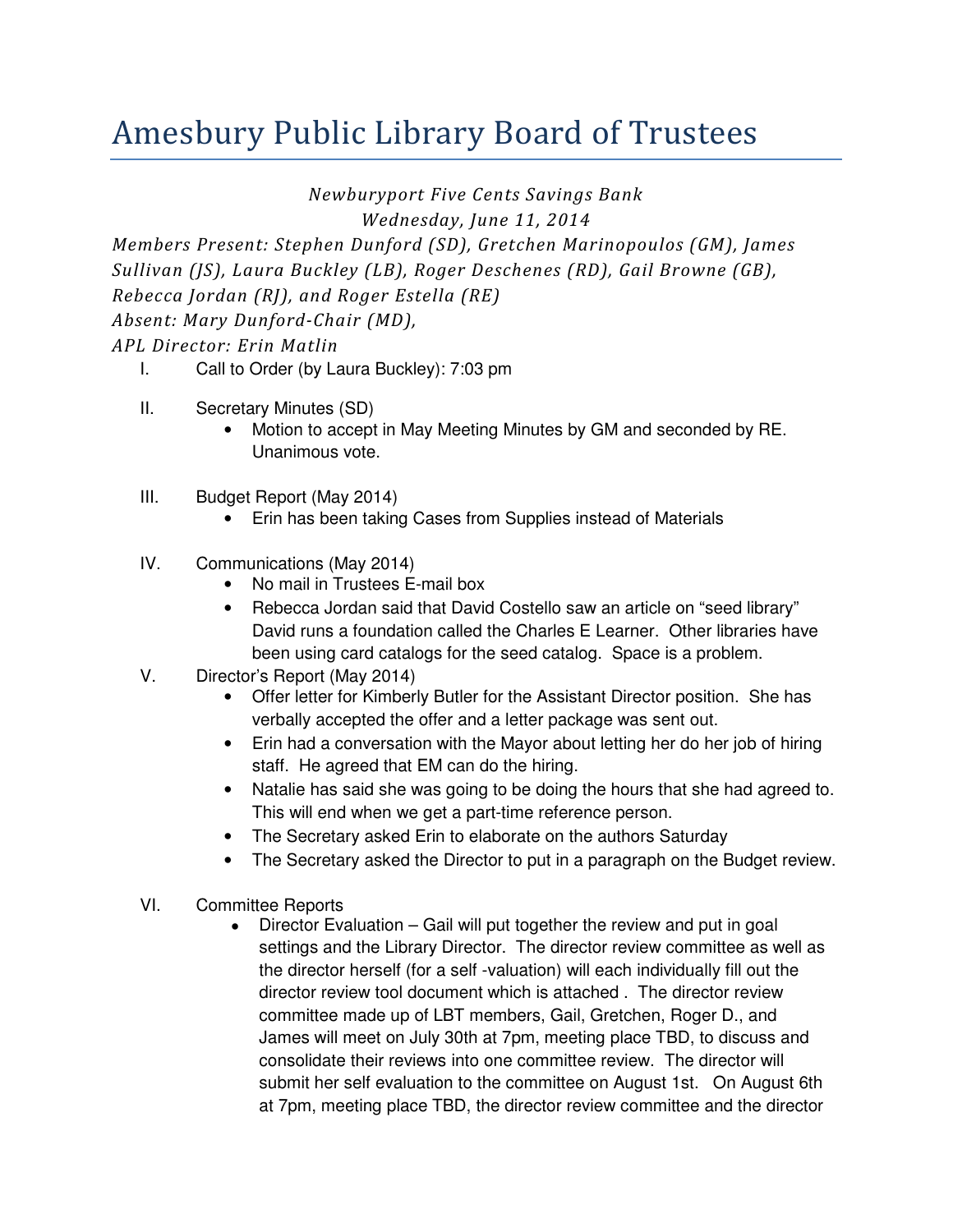# Amesbury Public Library Board of Trustees

*Newburyport Five Cents Savings Bank*
*Wednesday, June 11, 2014*

*Members Present: Stephen Dunford (SD), Gretchen Marinopoulos (GM), James Sullivan (JS), Laura Buckley (LB), Roger Deschenes (RD), Gail Browne (GB), Rebecca Jordan (RJ), and Roger Estella (RE)*
*Absent: Mary Dunford-Chair (MD),*
*APL Director: Erin Matlin*

I. Call to Order (by Laura Buckley): 7:03 pm

II. Secretary Minutes (SD)
- Motion to accept in May Meeting Minutes by GM and seconded by RE. Unanimous vote.

III. Budget Report (May 2014)
- Erin has been taking Cases from Supplies instead of Materials

IV. Communications (May 2014)
- No mail in Trustees E-mail box
- Rebecca Jordan said that David Costello saw an article on "seed library" David runs a foundation called the Charles E Learner. Other libraries have been using card catalogs for the seed catalog. Space is a problem.

V. Director's Report (May 2014)
- Offer letter for Kimberly Butler for the Assistant Director position. She has verbally accepted the offer and a letter package was sent out.
- Erin had a conversation with the Mayor about letting her do her job of hiring staff. He agreed that EM can do the hiring.
- Natalie has said she was going to be doing the hours that she had agreed to. This will end when we get a part-time reference person.
- The Secretary asked Erin to elaborate on the authors Saturday
- The Secretary asked the Director to put in a paragraph on the Budget review.

VI. Committee Reports
- Director Evaluation – Gail will put together the review and put in goal settings and the Library Director. The director review committee as well as the director herself (for a self -valuation) will each individually fill out the director review tool document which is attached . The director review committee made up of LBT members, Gail, Gretchen, Roger D., and James will meet on July 30th at 7pm, meeting place TBD, to discuss and consolidate their reviews into one committee review. The director will submit her self evaluation to the committee on August 1st. On August 6th at 7pm, meeting place TBD, the director review committee and the director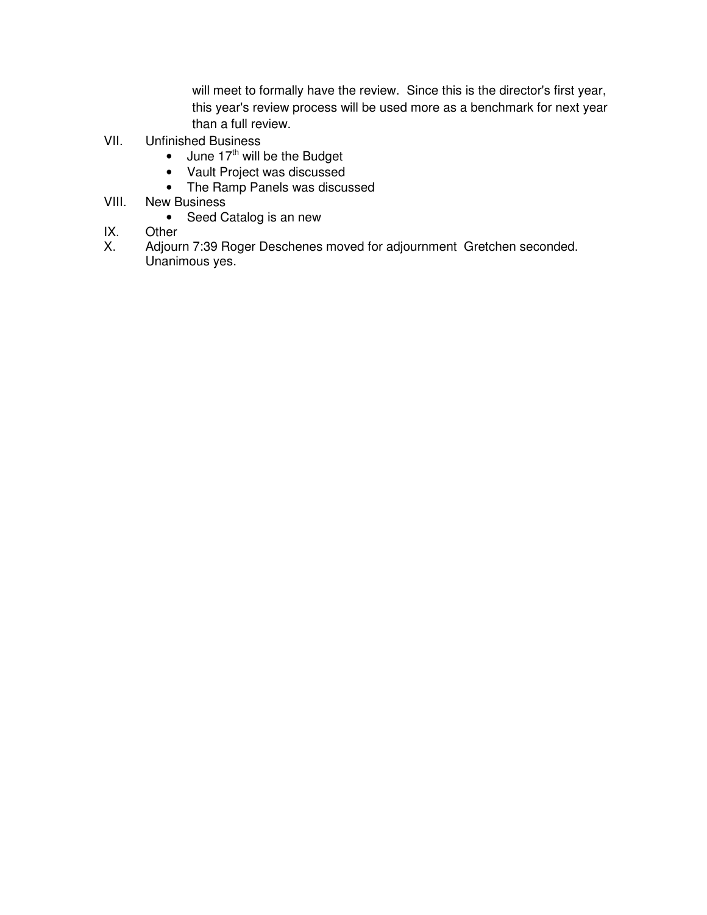will meet to formally have the review. Since this is the director's first year, this year's review process will be used more as a benchmark for next year than a full review.

VII. Unfinished Business
- June 17th will be the Budget
- Vault Project was discussed
- The Ramp Panels was discussed

VIII. New Business
- Seed Catalog is an new

IX. Other

X. Adjourn 7:39 Roger Deschenes moved for adjournment Gretchen seconded. Unanimous yes.